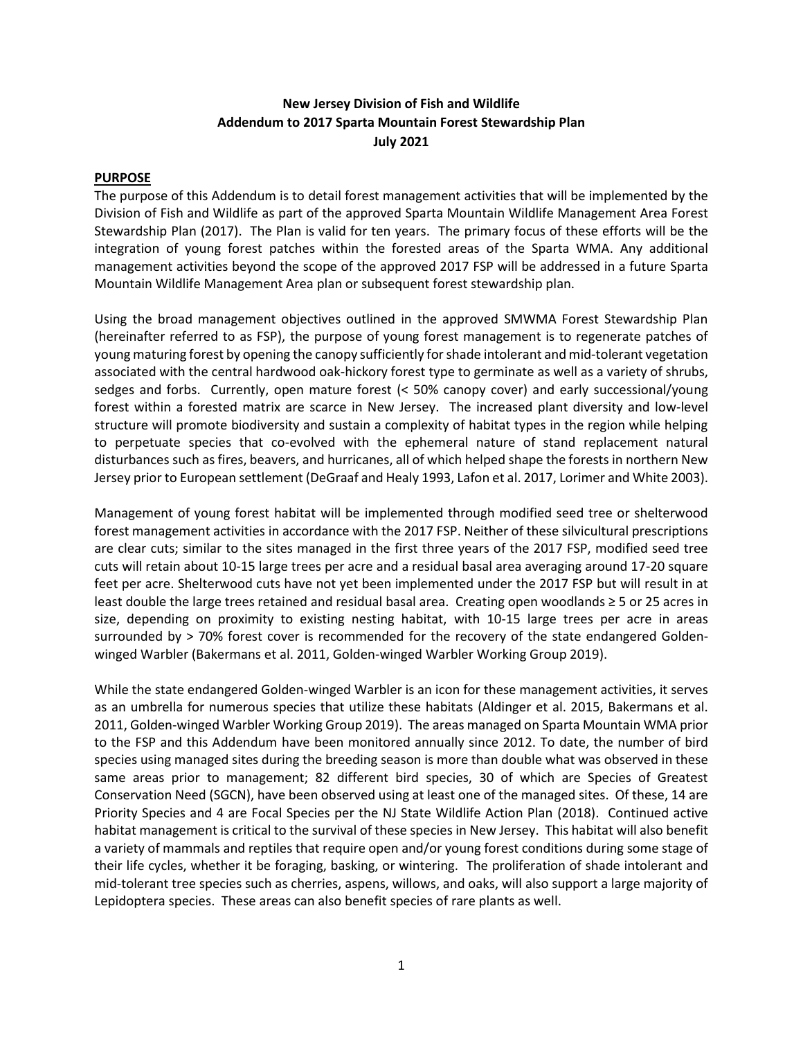**New Jersey Division of Fish and Wildlife**
**Addendum to 2017 Sparta Mountain Forest Stewardship Plan**
**July 2021**

## PURPOSE

The purpose of this Addendum is to detail forest management activities that will be implemented by the Division of Fish and Wildlife as part of the approved Sparta Mountain Wildlife Management Area Forest Stewardship Plan (2017). The Plan is valid for ten years. The primary focus of these efforts will be the integration of young forest patches within the forested areas of the Sparta WMA. Any additional management activities beyond the scope of the approved 2017 FSP will be addressed in a future Sparta Mountain Wildlife Management Area plan or subsequent forest stewardship plan.

Using the broad management objectives outlined in the approved SMWMA Forest Stewardship Plan (hereinafter referred to as FSP), the purpose of young forest management is to regenerate patches of young maturing forest by opening the canopy sufficiently for shade intolerant and mid-tolerant vegetation associated with the central hardwood oak-hickory forest type to germinate as well as a variety of shrubs, sedges and forbs. Currently, open mature forest (< 50% canopy cover) and early successional/young forest within a forested matrix are scarce in New Jersey. The increased plant diversity and low-level structure will promote biodiversity and sustain a complexity of habitat types in the region while helping to perpetuate species that co-evolved with the ephemeral nature of stand replacement natural disturbances such as fires, beavers, and hurricanes, all of which helped shape the forests in northern New Jersey prior to European settlement (DeGraaf and Healy 1993, Lafon et al. 2017, Lorimer and White 2003).

Management of young forest habitat will be implemented through modified seed tree or shelterwood forest management activities in accordance with the 2017 FSP. Neither of these silvicultural prescriptions are clear cuts; similar to the sites managed in the first three years of the 2017 FSP, modified seed tree cuts will retain about 10-15 large trees per acre and a residual basal area averaging around 17-20 square feet per acre. Shelterwood cuts have not yet been implemented under the 2017 FSP but will result in at least double the large trees retained and residual basal area. Creating open woodlands ≥ 5 or 25 acres in size, depending on proximity to existing nesting habitat, with 10-15 large trees per acre in areas surrounded by > 70% forest cover is recommended for the recovery of the state endangered Golden-winged Warbler (Bakermans et al. 2011, Golden-winged Warbler Working Group 2019).

While the state endangered Golden-winged Warbler is an icon for these management activities, it serves as an umbrella for numerous species that utilize these habitats (Aldinger et al. 2015, Bakermans et al. 2011, Golden-winged Warbler Working Group 2019). The areas managed on Sparta Mountain WMA prior to the FSP and this Addendum have been monitored annually since 2012. To date, the number of bird species using managed sites during the breeding season is more than double what was observed in these same areas prior to management; 82 different bird species, 30 of which are Species of Greatest Conservation Need (SGCN), have been observed using at least one of the managed sites. Of these, 14 are Priority Species and 4 are Focal Species per the NJ State Wildlife Action Plan (2018). Continued active habitat management is critical to the survival of these species in New Jersey. This habitat will also benefit a variety of mammals and reptiles that require open and/or young forest conditions during some stage of their life cycles, whether it be foraging, basking, or wintering. The proliferation of shade intolerant and mid-tolerant tree species such as cherries, aspens, willows, and oaks, will also support a large majority of Lepidoptera species. These areas can also benefit species of rare plants as well.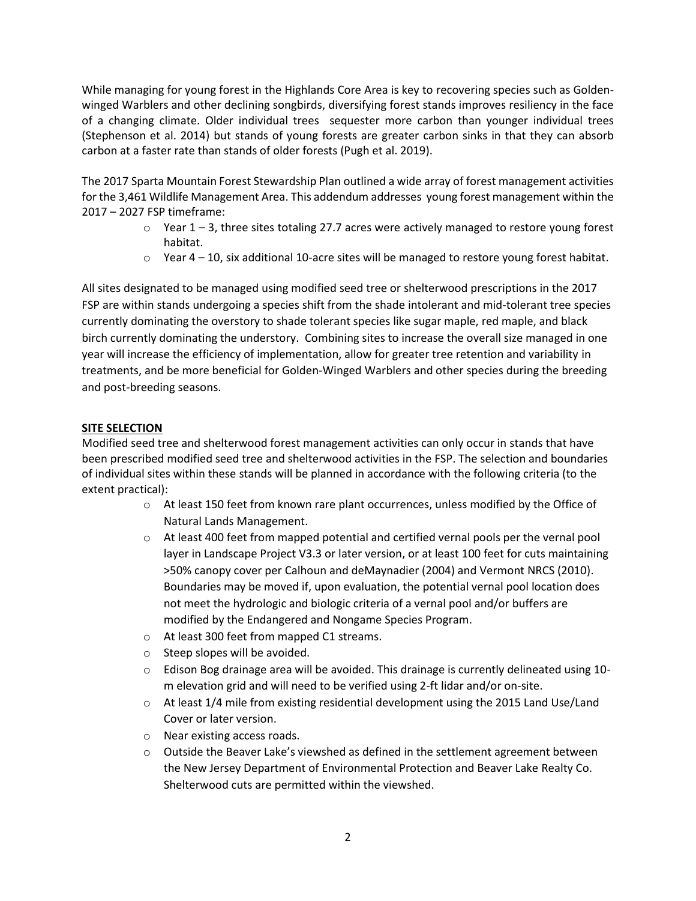While managing for young forest in the Highlands Core Area is key to recovering species such as Golden-winged Warblers and other declining songbirds, diversifying forest stands improves resiliency in the face of a changing climate. Older individual trees sequester more carbon than younger individual trees (Stephenson et al. 2014) but stands of young forests are greater carbon sinks in that they can absorb carbon at a faster rate than stands of older forests (Pugh et al. 2019).

The 2017 Sparta Mountain Forest Stewardship Plan outlined a wide array of forest management activities for the 3,461 Wildlife Management Area. This addendum addresses young forest management within the 2017 – 2027 FSP timeframe:

- Year 1 – 3, three sites totaling 27.7 acres were actively managed to restore young forest habitat.
- Year 4 – 10, six additional 10-acre sites will be managed to restore young forest habitat.

All sites designated to be managed using modified seed tree or shelterwood prescriptions in the 2017 FSP are within stands undergoing a species shift from the shade intolerant and mid-tolerant tree species currently dominating the overstory to shade tolerant species like sugar maple, red maple, and black birch currently dominating the understory. Combining sites to increase the overall size managed in one year will increase the efficiency of implementation, allow for greater tree retention and variability in treatments, and be more beneficial for Golden-Winged Warblers and other species during the breeding and post-breeding seasons.

**SITE SELECTION**

Modified seed tree and shelterwood forest management activities can only occur in stands that have been prescribed modified seed tree and shelterwood activities in the FSP. The selection and boundaries of individual sites within these stands will be planned in accordance with the following criteria (to the extent practical):

- At least 150 feet from known rare plant occurrences, unless modified by the Office of Natural Lands Management.
- At least 400 feet from mapped potential and certified vernal pools per the vernal pool layer in Landscape Project V3.3 or later version, or at least 100 feet for cuts maintaining >50% canopy cover per Calhoun and deMaynadier (2004) and Vermont NRCS (2010). Boundaries may be moved if, upon evaluation, the potential vernal pool location does not meet the hydrologic and biologic criteria of a vernal pool and/or buffers are modified by the Endangered and Nongame Species Program.
- At least 300 feet from mapped C1 streams.
- Steep slopes will be avoided.
- Edison Bog drainage area will be avoided. This drainage is currently delineated using 10-m elevation grid and will need to be verified using 2-ft lidar and/or on-site.
- At least 1/4 mile from existing residential development using the 2015 Land Use/Land Cover or later version.
- Near existing access roads.
- Outside the Beaver Lake's viewshed as defined in the settlement agreement between the New Jersey Department of Environmental Protection and Beaver Lake Realty Co. Shelterwood cuts are permitted within the viewshed.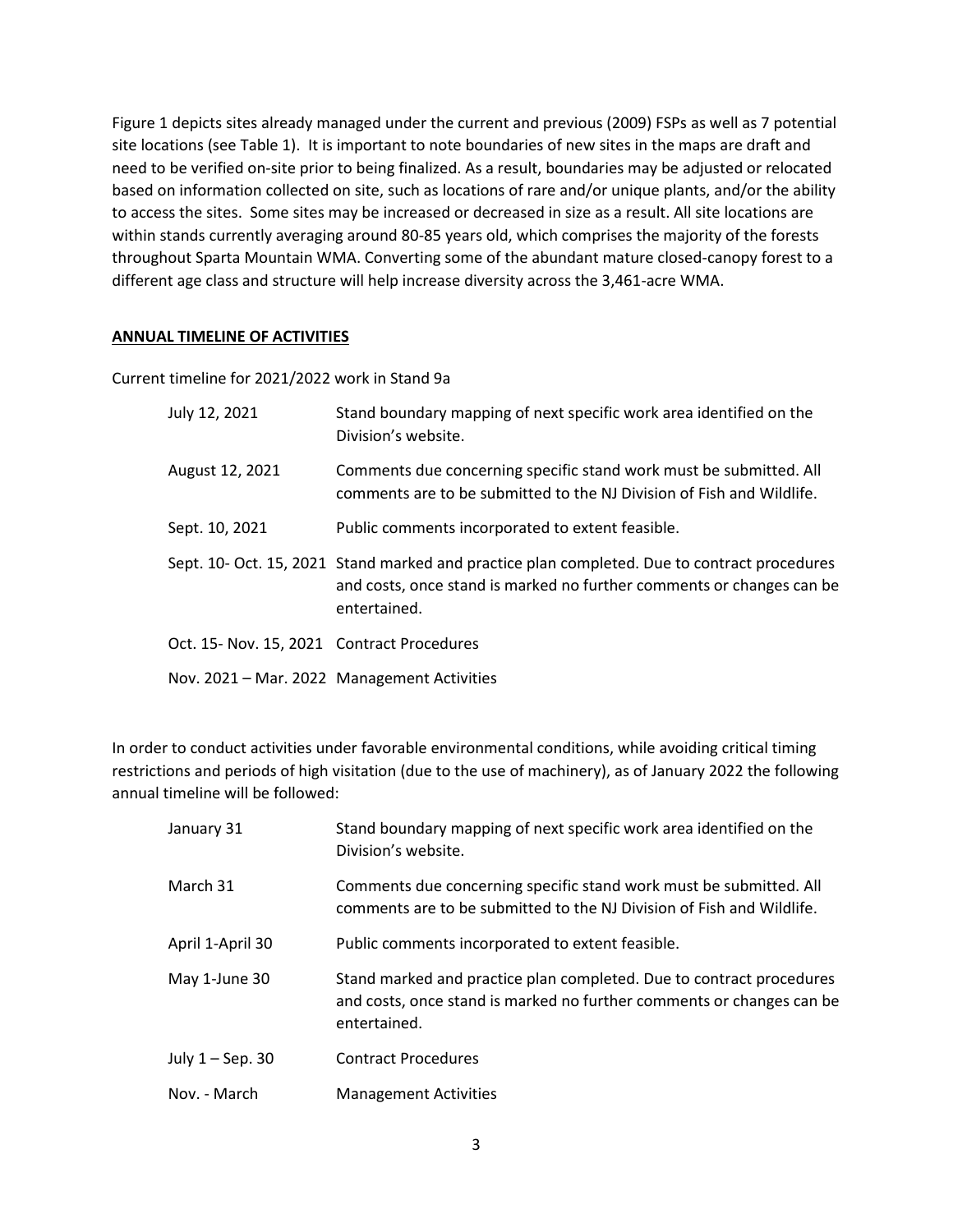Figure 1 depicts sites already managed under the current and previous (2009) FSPs as well as 7 potential site locations (see Table 1). It is important to note boundaries of new sites in the maps are draft and need to be verified on-site prior to being finalized. As a result, boundaries may be adjusted or relocated based on information collected on site, such as locations of rare and/or unique plants, and/or the ability to access the sites. Some sites may be increased or decreased in size as a result. All site locations are within stands currently averaging around 80-85 years old, which comprises the majority of the forests throughout Sparta Mountain WMA. Converting some of the abundant mature closed-canopy forest to a different age class and structure will help increase diversity across the 3,461-acre WMA.

## ANNUAL TIMELINE OF ACTIVITIES

Current timeline for 2021/2022 work in Stand 9a

| | |
|---|---|
| July 12, 2021 | Stand boundary mapping of next specific work area identified on the Division's website. |
| August 12, 2021 | Comments due concerning specific stand work must be submitted. All comments are to be submitted to the NJ Division of Fish and Wildlife. |
| Sept. 10, 2021 | Public comments incorporated to extent feasible. |
| Sept. 10- Oct. 15, 2021 | Stand marked and practice plan completed. Due to contract procedures and costs, once stand is marked no further comments or changes can be entertained. |
| Oct. 15- Nov. 15, 2021 | Contract Procedures |
| Nov. 2021 – Mar. 2022 | Management Activities |

In order to conduct activities under favorable environmental conditions, while avoiding critical timing restrictions and periods of high visitation (due to the use of machinery), as of January 2022 the following annual timeline will be followed:

| | |
|---|---|
| January 31 | Stand boundary mapping of next specific work area identified on the Division's website. |
| March 31 | Comments due concerning specific stand work must be submitted. All comments are to be submitted to the NJ Division of Fish and Wildlife. |
| April 1-April 30 | Public comments incorporated to extent feasible. |
| May 1-June 30 | Stand marked and practice plan completed. Due to contract procedures and costs, once stand is marked no further comments or changes can be entertained. |
| July 1 – Sep. 30 | Contract Procedures |
| Nov. - March | Management Activities |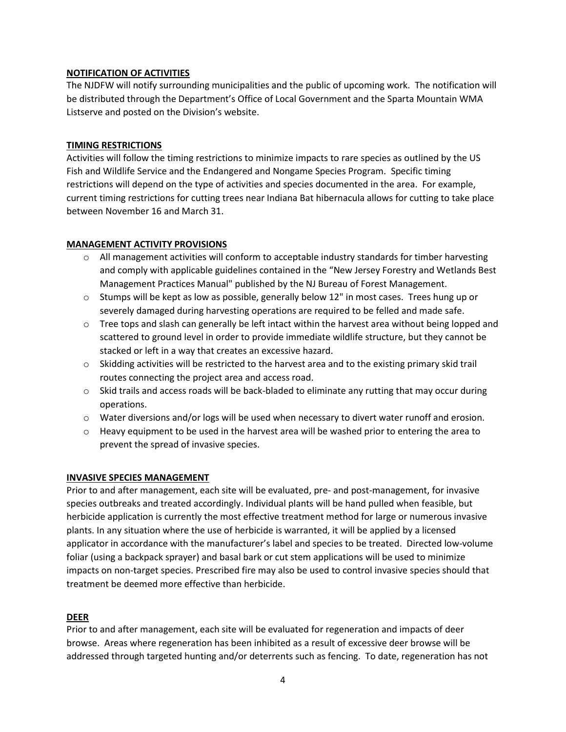## NOTIFICATION OF ACTIVITIES

The NJDFW will notify surrounding municipalities and the public of upcoming work. The notification will be distributed through the Department's Office of Local Government and the Sparta Mountain WMA Listserve and posted on the Division's website.

## TIMING RESTRICTIONS

Activities will follow the timing restrictions to minimize impacts to rare species as outlined by the US Fish and Wildlife Service and the Endangered and Nongame Species Program. Specific timing restrictions will depend on the type of activities and species documented in the area. For example, current timing restrictions for cutting trees near Indiana Bat hibernacula allows for cutting to take place between November 16 and March 31.

## MANAGEMENT ACTIVITY PROVISIONS

- All management activities will conform to acceptable industry standards for timber harvesting and comply with applicable guidelines contained in the "New Jersey Forestry and Wetlands Best Management Practices Manual" published by the NJ Bureau of Forest Management.
- Stumps will be kept as low as possible, generally below 12" in most cases. Trees hung up or severely damaged during harvesting operations are required to be felled and made safe.
- Tree tops and slash can generally be left intact within the harvest area without being lopped and scattered to ground level in order to provide immediate wildlife structure, but they cannot be stacked or left in a way that creates an excessive hazard.
- Skidding activities will be restricted to the harvest area and to the existing primary skid trail routes connecting the project area and access road.
- Skid trails and access roads will be back-bladed to eliminate any rutting that may occur during operations.
- Water diversions and/or logs will be used when necessary to divert water runoff and erosion.
- Heavy equipment to be used in the harvest area will be washed prior to entering the area to prevent the spread of invasive species.

## INVASIVE SPECIES MANAGEMENT

Prior to and after management, each site will be evaluated, pre- and post-management, for invasive species outbreaks and treated accordingly. Individual plants will be hand pulled when feasible, but herbicide application is currently the most effective treatment method for large or numerous invasive plants. In any situation where the use of herbicide is warranted, it will be applied by a licensed applicator in accordance with the manufacturer's label and species to be treated. Directed low-volume foliar (using a backpack sprayer) and basal bark or cut stem applications will be used to minimize impacts on non-target species. Prescribed fire may also be used to control invasive species should that treatment be deemed more effective than herbicide.

## DEER

Prior to and after management, each site will be evaluated for regeneration and impacts of deer browse. Areas where regeneration has been inhibited as a result of excessive deer browse will be addressed through targeted hunting and/or deterrents such as fencing. To date, regeneration has not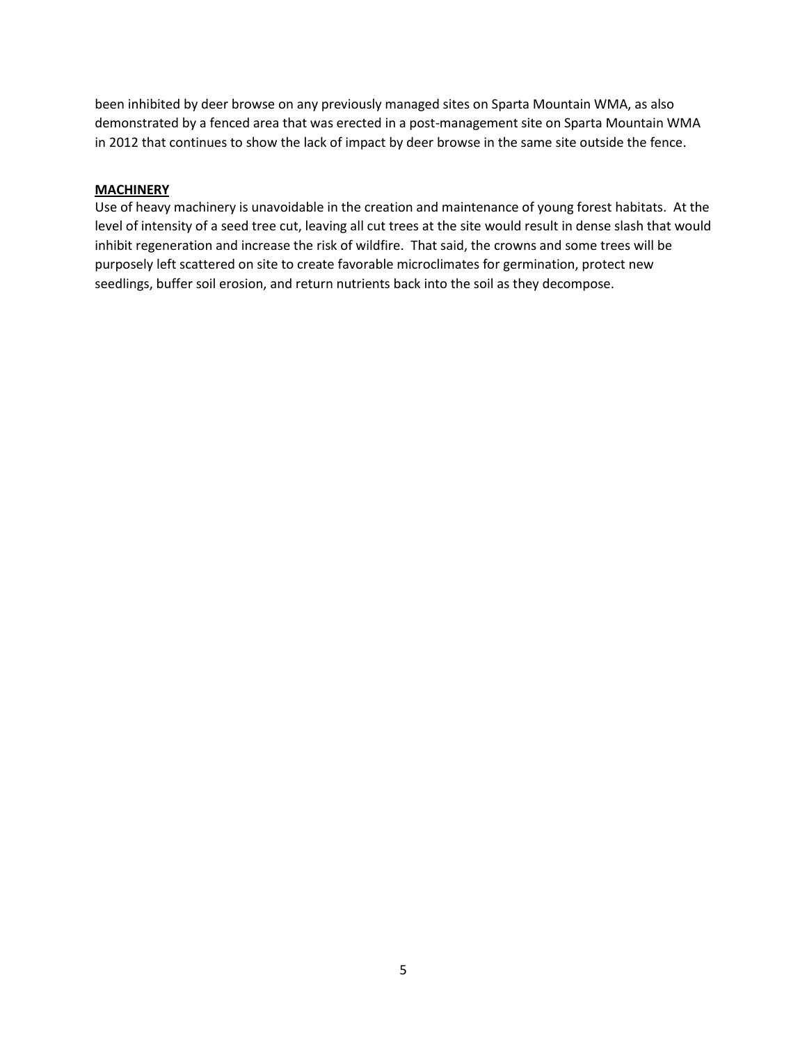been inhibited by deer browse on any previously managed sites on Sparta Mountain WMA, as also demonstrated by a fenced area that was erected in a post-management site on Sparta Mountain WMA in 2012 that continues to show the lack of impact by deer browse in the same site outside the fence.

**MACHINERY**

Use of heavy machinery is unavoidable in the creation and maintenance of young forest habitats. At the level of intensity of a seed tree cut, leaving all cut trees at the site would result in dense slash that would inhibit regeneration and increase the risk of wildfire. That said, the crowns and some trees will be purposely left scattered on site to create favorable microclimates for germination, protect new seedlings, buffer soil erosion, and return nutrients back into the soil as they decompose.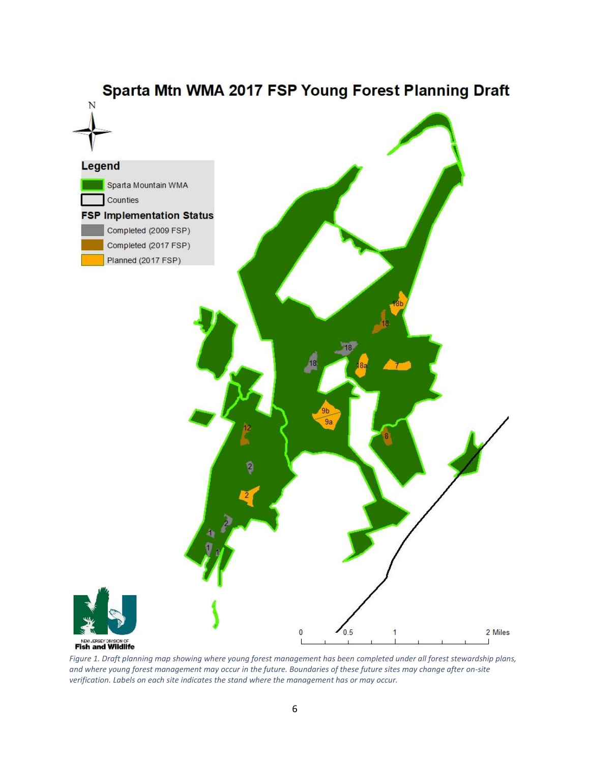# Sparta Mtn WMA 2017 FSP Young Forest Planning Draft

**Legend**

- Sparta Mountain WMA
- Counties

**FSP Implementation Status**

- Completed (2009 FSP)
- Completed (2017 FSP)
- Planned (2017 FSP)

0 0.5 1 2 Miles

NEW JERSEY DIVISION OF
**Fish and Wildlife**

*Figure 1. Draft planning map showing where young forest management has been completed under all forest stewardship plans, and where young forest management may occur in the future. Boundaries of these future sites may change after on-site verification. Labels on each site indicates the stand where the management has or may occur.*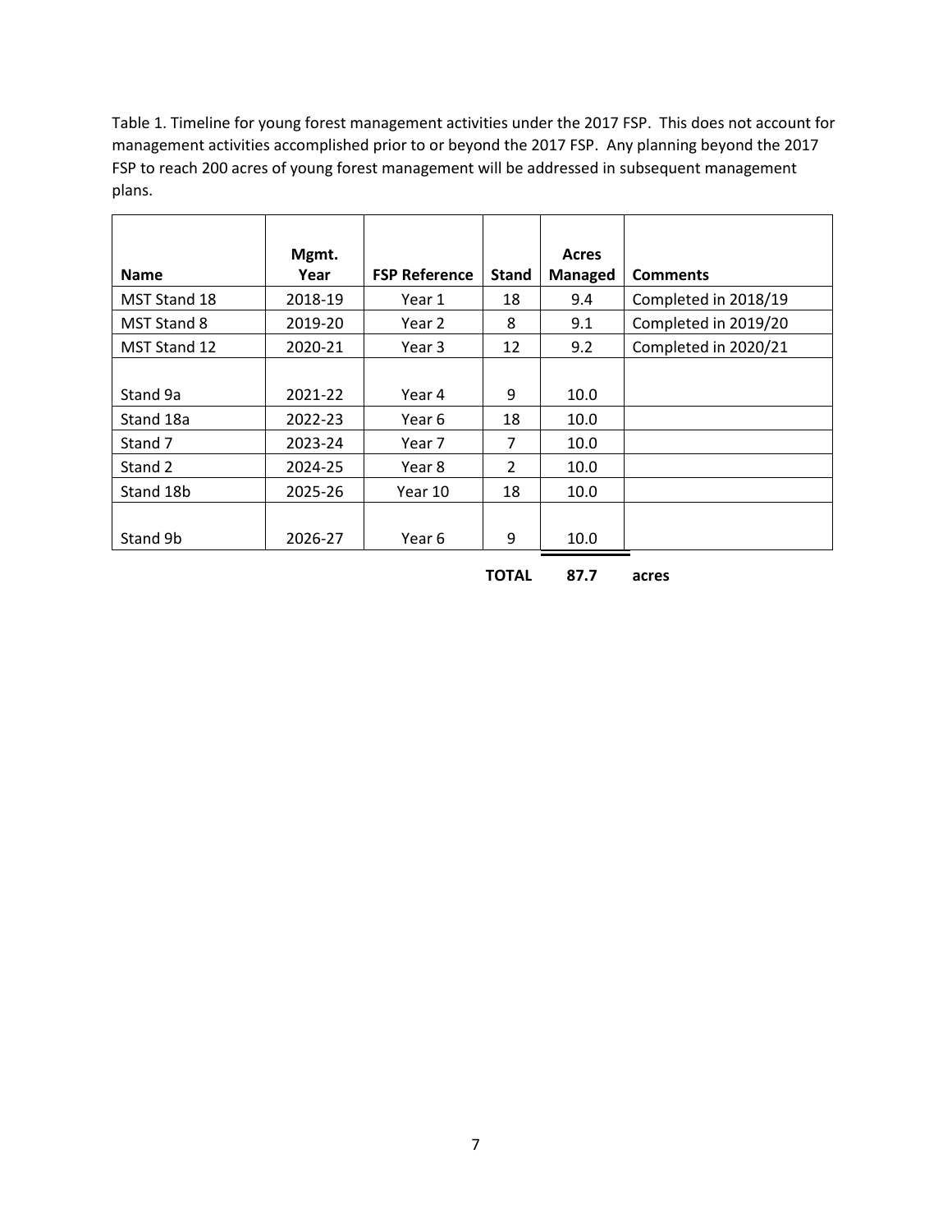Table 1. Timeline for young forest management activities under the 2017 FSP. This does not account for management activities accomplished prior to or beyond the 2017 FSP. Any planning beyond the 2017 FSP to reach 200 acres of young forest management will be addressed in subsequent management plans.

| Name | Mgmt. Year | FSP Reference | Stand | Acres Managed | Comments |
|---|---|---|---|---|---|
| MST Stand 18 | 2018-19 | Year 1 | 18 | 9.4 | Completed in 2018/19 |
| MST Stand 8 | 2019-20 | Year 2 | 8 | 9.1 | Completed in 2019/20 |
| MST Stand 12 | 2020-21 | Year 3 | 12 | 9.2 | Completed in 2020/21 |
| Stand 9a | 2021-22 | Year 4 | 9 | 10.0 | |
| Stand 18a | 2022-23 | Year 6 | 18 | 10.0 | |
| Stand 7 | 2023-24 | Year 7 | 7 | 10.0 | |
| Stand 2 | 2024-25 | Year 8 | 2 | 10.0 | |
| Stand 18b | 2025-26 | Year 10 | 18 | 10.0 | |
| Stand 9b | 2026-27 | Year 6 | 9 | 10.0 | |
| | | | **TOTAL** | **87.7** | **acres** |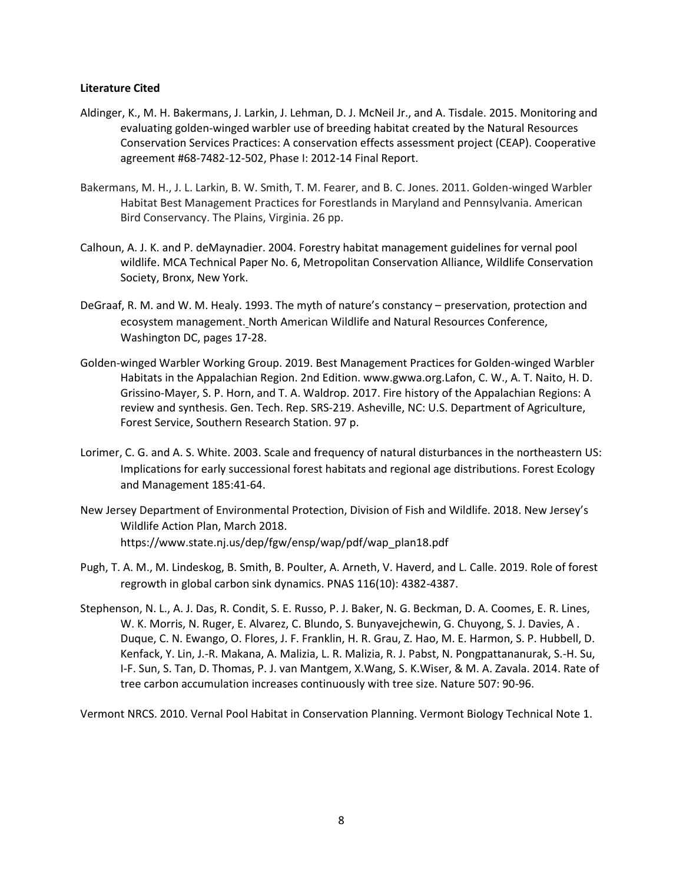**Literature Cited**

Aldinger, K., M. H. Bakermans, J. Larkin, J. Lehman, D. J. McNeil Jr., and A. Tisdale. 2015. Monitoring and evaluating golden-winged warbler use of breeding habitat created by the Natural Resources Conservation Services Practices: A conservation effects assessment project (CEAP). Cooperative agreement #68-7482-12-502, Phase I: 2012-14 Final Report.

Bakermans, M. H., J. L. Larkin, B. W. Smith, T. M. Fearer, and B. C. Jones. 2011. Golden-winged Warbler Habitat Best Management Practices for Forestlands in Maryland and Pennsylvania. American Bird Conservancy. The Plains, Virginia. 26 pp.

Calhoun, A. J. K. and P. deMaynadier. 2004. Forestry habitat management guidelines for vernal pool wildlife. MCA Technical Paper No. 6, Metropolitan Conservation Alliance, Wildlife Conservation Society, Bronx, New York.

DeGraaf, R. M. and W. M. Healy. 1993. The myth of nature's constancy – preservation, protection and ecosystem management. North American Wildlife and Natural Resources Conference, Washington DC, pages 17-28.

Golden-winged Warbler Working Group. 2019. Best Management Practices for Golden-winged Warbler Habitats in the Appalachian Region. 2nd Edition. www.gwwa.org.Lafon, C. W., A. T. Naito, H. D. Grissino-Mayer, S. P. Horn, and T. A. Waldrop. 2017. Fire history of the Appalachian Regions: A review and synthesis. Gen. Tech. Rep. SRS-219. Asheville, NC: U.S. Department of Agriculture, Forest Service, Southern Research Station. 97 p.

Lorimer, C. G. and A. S. White. 2003. Scale and frequency of natural disturbances in the northeastern US: Implications for early successional forest habitats and regional age distributions. Forest Ecology and Management 185:41-64.

New Jersey Department of Environmental Protection, Division of Fish and Wildlife. 2018. New Jersey's Wildlife Action Plan, March 2018. https://www.state.nj.us/dep/fgw/ensp/wap/pdf/wap_plan18.pdf

Pugh, T. A. M., M. Lindeskog, B. Smith, B. Poulter, A. Arneth, V. Haverd, and L. Calle. 2019. Role of forest regrowth in global carbon sink dynamics. PNAS 116(10): 4382-4387.

Stephenson, N. L., A. J. Das, R. Condit, S. E. Russo, P. J. Baker, N. G. Beckman, D. A. Coomes, E. R. Lines, W. K. Morris, N. Ruger, E. Alvarez, C. Blundo, S. Bunyavejchewin, G. Chuyong, S. J. Davies, A . Duque, C. N. Ewango, O. Flores, J. F. Franklin, H. R. Grau, Z. Hao, M. E. Harmon, S. P. Hubbell, D. Kenfack, Y. Lin, J.-R. Makana, A. Malizia, L. R. Malizia, R. J. Pabst, N. Pongpattananurak, S.-H. Su, I-F. Sun, S. Tan, D. Thomas, P. J. van Mantgem, X.Wang, S. K.Wiser, & M. A. Zavala. 2014. Rate of tree carbon accumulation increases continuously with tree size. Nature 507: 90-96.

Vermont NRCS. 2010. Vernal Pool Habitat in Conservation Planning. Vermont Biology Technical Note 1.